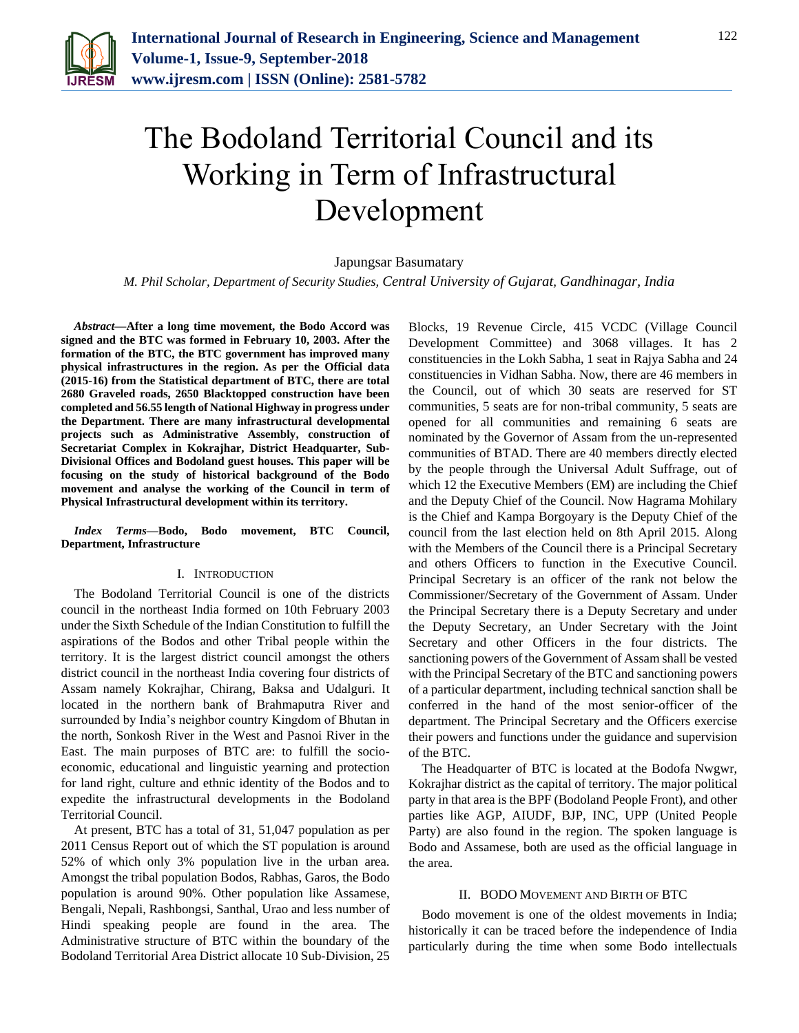# The Bodoland Territorial Council and its Working in Term of Infrastructural Development

Japungsar Basumatary

*M. Phil Scholar, Department of Security Studies, Central University of Gujarat, Gandhinagar, India*

***Abstract*—After a long time movement, the Bodo Accord was signed and the BTC was formed in February 10, 2003. After the formation of the BTC, the BTC government has improved many physical infrastructures in the region. As per the Official data (2015-16) from the Statistical department of BTC, there are total 2680 Graveled roads, 2650 Blacktopped construction have been completed and 56.55 length of National Highway in progress under the Department. There are many infrastructural developmental projects such as Administrative Assembly, construction of Secretariat Complex in Kokrajhar, District Headquarter, Sub-Divisional Offices and Bodoland guest houses. This paper will be focusing on the study of historical background of the Bodo movement and analyse the working of the Council in term of Physical Infrastructural development within its territory.**

***Index Terms*—Bodo, Bodo movement, BTC Council, Department, Infrastructure**

## I. Introduction

The Bodoland Territorial Council is one of the districts council in the northeast India formed on 10th February 2003 under the Sixth Schedule of the Indian Constitution to fulfill the aspirations of the Bodos and other Tribal people within the territory. It is the largest district council amongst the others district council in the northeast India covering four districts of Assam namely Kokrajhar, Chirang, Baksa and Udalguri. It located in the northern bank of Brahmaputra River and surrounded by India's neighbor country Kingdom of Bhutan in the north, Sonkosh River in the West and Pasnoi River in the East. The main purposes of BTC are: to fulfill the socio-economic, educational and linguistic yearning and protection for land right, culture and ethnic identity of the Bodos and to expedite the infrastructural developments in the Bodoland Territorial Council.

At present, BTC has a total of 31, 51,047 population as per 2011 Census Report out of which the ST population is around 52% of which only 3% population live in the urban area. Amongst the tribal population Bodos, Rabhas, Garos, the Bodo population is around 90%. Other population like Assamese, Bengali, Nepali, Rashbongsi, Santhal, Urao and less number of Hindi speaking people are found in the area. The Administrative structure of BTC within the boundary of the Bodoland Territorial Area District allocate 10 Sub-Division, 25 Blocks, 19 Revenue Circle, 415 VCDC (Village Council Development Committee) and 3068 villages. It has 2 constituencies in the Lokh Sabha, 1 seat in Rajya Sabha and 24 constituencies in Vidhan Sabha. Now, there are 46 members in the Council, out of which 30 seats are reserved for ST communities, 5 seats are for non-tribal community, 5 seats are opened for all communities and remaining 6 seats are nominated by the Governor of Assam from the un-represented communities of BTAD. There are 40 members directly elected by the people through the Universal Adult Suffrage, out of which 12 the Executive Members (EM) are including the Chief and the Deputy Chief of the Council. Now Hagrama Mohilary is the Chief and Kampa Borgoyary is the Deputy Chief of the council from the last election held on 8th April 2015. Along with the Members of the Council there is a Principal Secretary and others Officers to function in the Executive Council. Principal Secretary is an officer of the rank not below the Commissioner/Secretary of the Government of Assam. Under the Principal Secretary there is a Deputy Secretary and under the Deputy Secretary, an Under Secretary with the Joint Secretary and other Officers in the four districts. The sanctioning powers of the Government of Assam shall be vested with the Principal Secretary of the BTC and sanctioning powers of a particular department, including technical sanction shall be conferred in the hand of the most senior-officer of the department. The Principal Secretary and the Officers exercise their powers and functions under the guidance and supervision of the BTC.

The Headquarter of BTC is located at the Bodofa Nwgwr, Kokrajhar district as the capital of territory. The major political party in that area is the BPF (Bodoland People Front), and other parties like AGP, AIUDF, BJP, INC, UPP (United People Party) are also found in the region. The spoken language is Bodo and Assamese, both are used as the official language in the area.

## II. Bodo Movement and Birth of BTC

Bodo movement is one of the oldest movements in India; historically it can be traced before the independence of India particularly during the time when some Bodo intellectuals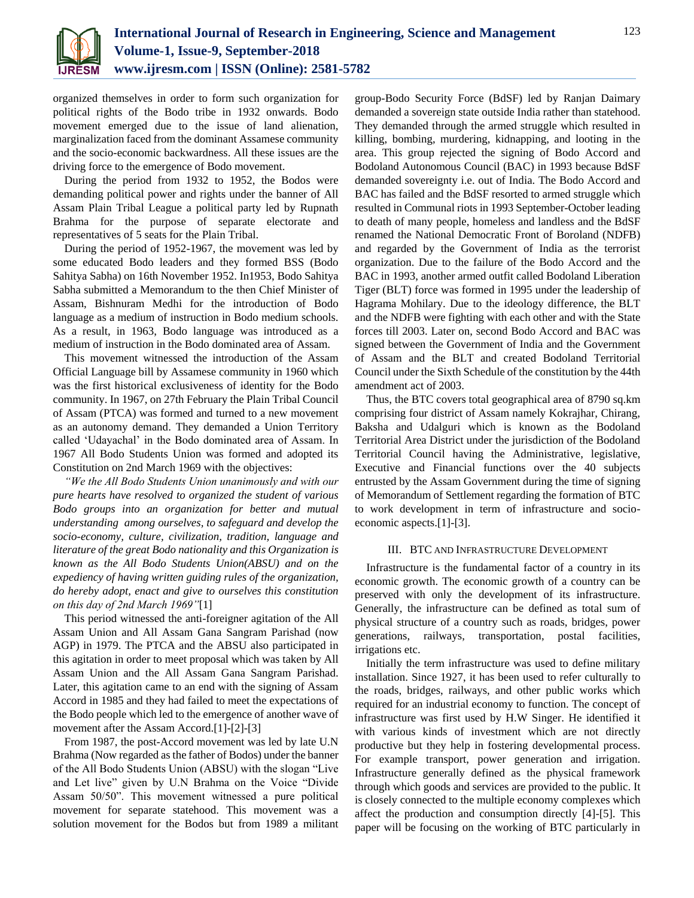organized themselves in order to form such organization for political rights of the Bodo tribe in 1932 onwards. Bodo movement emerged due to the issue of land alienation, marginalization faced from the dominant Assamese community and the socio-economic backwardness. All these issues are the driving force to the emergence of Bodo movement.

During the period from 1932 to 1952, the Bodos were demanding political power and rights under the banner of All Assam Plain Tribal League a political party led by Rupnath Brahma for the purpose of separate electorate and representatives of 5 seats for the Plain Tribal.

During the period of 1952-1967, the movement was led by some educated Bodo leaders and they formed BSS (Bodo Sahitya Sabha) on 16th November 1952. In1953, Bodo Sahitya Sabha submitted a Memorandum to the then Chief Minister of Assam, Bishnuram Medhi for the introduction of Bodo language as a medium of instruction in Bodo medium schools. As a result, in 1963, Bodo language was introduced as a medium of instruction in the Bodo dominated area of Assam.

This movement witnessed the introduction of the Assam Official Language bill by Assamese community in 1960 which was the first historical exclusiveness of identity for the Bodo community. In 1967, on 27th February the Plain Tribal Council of Assam (PTCA) was formed and turned to a new movement as an autonomy demand. They demanded a Union Territory called 'Udayachal' in the Bodo dominated area of Assam. In 1967 All Bodo Students Union was formed and adopted its Constitution on 2nd March 1969 with the objectives:

*"We the All Bodo Students Union unanimously and with our pure hearts have resolved to organized the student of various Bodo groups into an organization for better and mutual understanding among ourselves, to safeguard and develop the socio-economy, culture, civilization, tradition, language and literature of the great Bodo nationality and this Organization is known as the All Bodo Students Union(ABSU) and on the expediency of having written guiding rules of the organization, do hereby adopt, enact and give to ourselves this constitution on this day of 2nd March 1969"*[1]

This period witnessed the anti-foreigner agitation of the All Assam Union and All Assam Gana Sangram Parishad (now AGP) in 1979. The PTCA and the ABSU also participated in this agitation in order to meet proposal which was taken by All Assam Union and the All Assam Gana Sangram Parishad. Later, this agitation came to an end with the signing of Assam Accord in 1985 and they had failed to meet the expectations of the Bodo people which led to the emergence of another wave of movement after the Assam Accord.[1]-[2]-[3]

From 1987, the post-Accord movement was led by late U.N Brahma (Now regarded as the father of Bodos) under the banner of the All Bodo Students Union (ABSU) with the slogan "Live and Let live" given by U.N Brahma on the Voice "Divide Assam 50/50". This movement witnessed a pure political movement for separate statehood. This movement was a solution movement for the Bodos but from 1989 a militant group-Bodo Security Force (BdSF) led by Ranjan Daimary demanded a sovereign state outside India rather than statehood. They demanded through the armed struggle which resulted in killing, bombing, murdering, kidnapping, and looting in the area. This group rejected the signing of Bodo Accord and Bodoland Autonomous Council (BAC) in 1993 because BdSF demanded sovereignty i.e. out of India. The Bodo Accord and BAC has failed and the BdSF resorted to armed struggle which resulted in Communal riots in 1993 September-October leading to death of many people, homeless and landless and the BdSF renamed the National Democratic Front of Boroland (NDFB) and regarded by the Government of India as the terrorist organization. Due to the failure of the Bodo Accord and the BAC in 1993, another armed outfit called Bodoland Liberation Tiger (BLT) force was formed in 1995 under the leadership of Hagrama Mohilary. Due to the ideology difference, the BLT and the NDFB were fighting with each other and with the State forces till 2003. Later on, second Bodo Accord and BAC was signed between the Government of India and the Government of Assam and the BLT and created Bodoland Territorial Council under the Sixth Schedule of the constitution by the 44th amendment act of 2003.

Thus, the BTC covers total geographical area of 8790 sq.km comprising four district of Assam namely Kokrajhar, Chirang, Baksha and Udalguri which is known as the Bodoland Territorial Area District under the jurisdiction of the Bodoland Territorial Council having the Administrative, legislative, Executive and Financial functions over the 40 subjects entrusted by the Assam Government during the time of signing of Memorandum of Settlement regarding the formation of BTC to work development in term of infrastructure and socio-economic aspects.[1]-[3].

## III. BTC and Infrastructure Development

Infrastructure is the fundamental factor of a country in its economic growth. The economic growth of a country can be preserved with only the development of its infrastructure. Generally, the infrastructure can be defined as total sum of physical structure of a country such as roads, bridges, power generations, railways, transportation, postal facilities, irrigations etc.

Initially the term infrastructure was used to define military installation. Since 1927, it has been used to refer culturally to the roads, bridges, railways, and other public works which required for an industrial economy to function. The concept of infrastructure was first used by H.W Singer. He identified it with various kinds of investment which are not directly productive but they help in fostering developmental process. For example transport, power generation and irrigation. Infrastructure generally defined as the physical framework through which goods and services are provided to the public. It is closely connected to the multiple economy complexes which affect the production and consumption directly [4]-[5]. This paper will be focusing on the working of BTC particularly in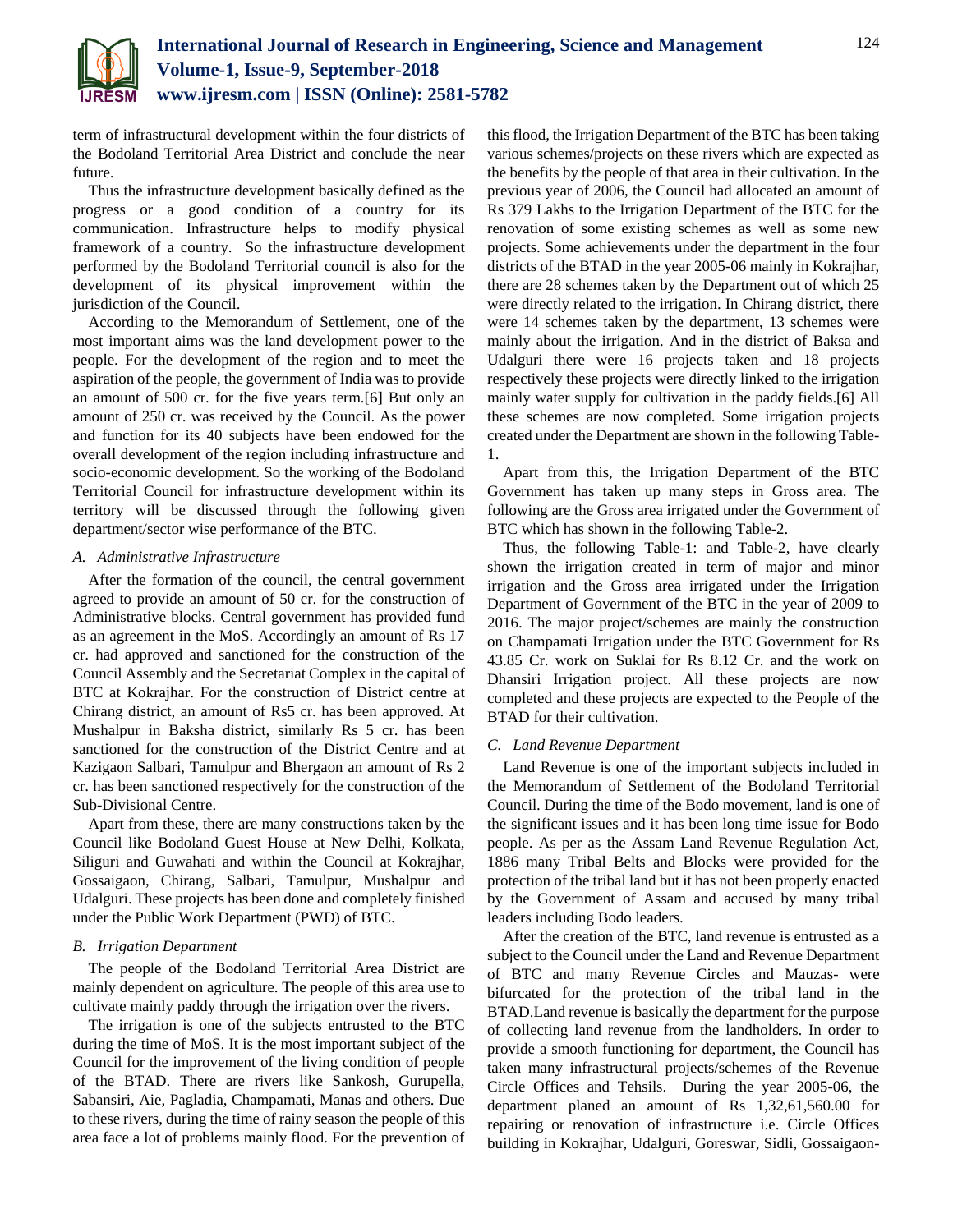term of infrastructural development within the four districts of the Bodoland Territorial Area District and conclude the near future.

Thus the infrastructure development basically defined as the progress or a good condition of a country for its communication. Infrastructure helps to modify physical framework of a country. So the infrastructure development performed by the Bodoland Territorial council is also for the development of its physical improvement within the jurisdiction of the Council.

According to the Memorandum of Settlement, one of the most important aims was the land development power to the people. For the development of the region and to meet the aspiration of the people, the government of India was to provide an amount of 500 cr. for the five years term.[6] But only an amount of 250 cr. was received by the Council. As the power and function for its 40 subjects have been endowed for the overall development of the region including infrastructure and socio-economic development. So the working of the Bodoland Territorial Council for infrastructure development within its territory will be discussed through the following given department/sector wise performance of the BTC.

### *A. Administrative Infrastructure*

After the formation of the council, the central government agreed to provide an amount of 50 cr. for the construction of Administrative blocks. Central government has provided fund as an agreement in the MoS. Accordingly an amount of Rs 17 cr. had approved and sanctioned for the construction of the Council Assembly and the Secretariat Complex in the capital of BTC at Kokrajhar. For the construction of District centre at Chirang district, an amount of Rs5 cr. has been approved. At Mushalpur in Baksha district, similarly Rs 5 cr. has been sanctioned for the construction of the District Centre and at Kazigaon Salbari, Tamulpur and Bhergaon an amount of Rs 2 cr. has been sanctioned respectively for the construction of the Sub-Divisional Centre.

Apart from these, there are many constructions taken by the Council like Bodoland Guest House at New Delhi, Kolkata, Siliguri and Guwahati and within the Council at Kokrajhar, Gossaigaon, Chirang, Salbari, Tamulpur, Mushalpur and Udalguri. These projects has been done and completely finished under the Public Work Department (PWD) of BTC.

### *B. Irrigation Department*

The people of the Bodoland Territorial Area District are mainly dependent on agriculture. The people of this area use to cultivate mainly paddy through the irrigation over the rivers.

The irrigation is one of the subjects entrusted to the BTC during the time of MoS. It is the most important subject of the Council for the improvement of the living condition of people of the BTAD. There are rivers like Sankosh, Gurupella, Sabansiri, Aie, Pagladia, Champamati, Manas and others. Due to these rivers, during the time of rainy season the people of this area face a lot of problems mainly flood. For the prevention of this flood, the Irrigation Department of the BTC has been taking various schemes/projects on these rivers which are expected as the benefits by the people of that area in their cultivation. In the previous year of 2006, the Council had allocated an amount of Rs 379 Lakhs to the Irrigation Department of the BTC for the renovation of some existing schemes as well as some new projects. Some achievements under the department in the four districts of the BTAD in the year 2005-06 mainly in Kokrajhar, there are 28 schemes taken by the Department out of which 25 were directly related to the irrigation. In Chirang district, there were 14 schemes taken by the department, 13 schemes were mainly about the irrigation. And in the district of Baksa and Udalguri there were 16 projects taken and 18 projects respectively these projects were directly linked to the irrigation mainly water supply for cultivation in the paddy fields.[6] All these schemes are now completed. Some irrigation projects created under the Department are shown in the following Table-1.

Apart from this, the Irrigation Department of the BTC Government has taken up many steps in Gross area. The following are the Gross area irrigated under the Government of BTC which has shown in the following Table-2.

Thus, the following Table-1: and Table-2, have clearly shown the irrigation created in term of major and minor irrigation and the Gross area irrigated under the Irrigation Department of Government of the BTC in the year of 2009 to 2016. The major project/schemes are mainly the construction on Champamati Irrigation under the BTC Government for Rs 43.85 Cr. work on Suklai for Rs 8.12 Cr. and the work on Dhansiri Irrigation project. All these projects are now completed and these projects are expected to the People of the BTAD for their cultivation.

### *C. Land Revenue Department*

Land Revenue is one of the important subjects included in the Memorandum of Settlement of the Bodoland Territorial Council. During the time of the Bodo movement, land is one of the significant issues and it has been long time issue for Bodo people. As per as the Assam Land Revenue Regulation Act, 1886 many Tribal Belts and Blocks were provided for the protection of the tribal land but it has not been properly enacted by the Government of Assam and accused by many tribal leaders including Bodo leaders.

After the creation of the BTC, land revenue is entrusted as a subject to the Council under the Land and Revenue Department of BTC and many Revenue Circles and Mauzas- were bifurcated for the protection of the tribal land in the BTAD.Land revenue is basically the department for the purpose of collecting land revenue from the landholders. In order to provide a smooth functioning for department, the Council has taken many infrastructural projects/schemes of the Revenue Circle Offices and Tehsils. During the year 2005-06, the department planed an amount of Rs 1,32,61,560.00 for repairing or renovation of infrastructure i.e. Circle Offices building in Kokrajhar, Udalguri, Goreswar, Sidli, Gossaigaon-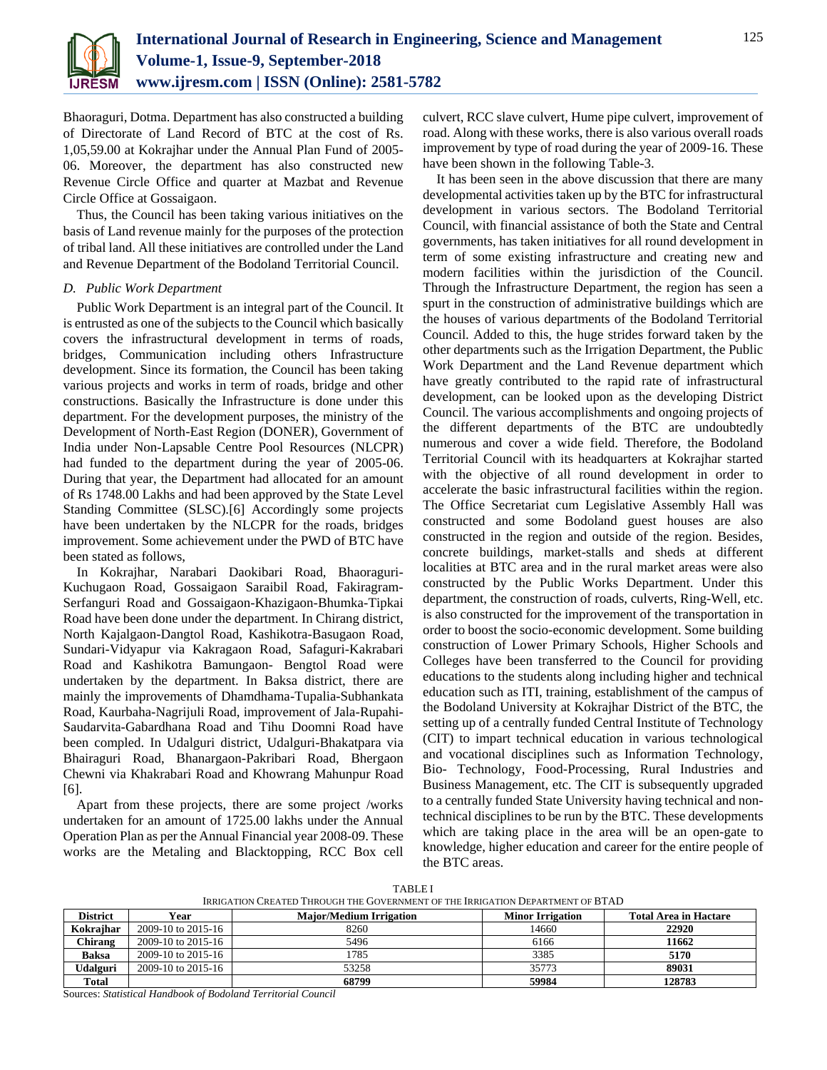Bhaoraguri, Dotma. Department has also constructed a building of Directorate of Land Record of BTC at the cost of Rs. 1,05,59.00 at Kokrajhar under the Annual Plan Fund of 2005-06. Moreover, the department has also constructed new Revenue Circle Office and quarter at Mazbat and Revenue Circle Office at Gossaigaon.

Thus, the Council has been taking various initiatives on the basis of Land revenue mainly for the purposes of the protection of tribal land. All these initiatives are controlled under the Land and Revenue Department of the Bodoland Territorial Council.

### *D. Public Work Department*

Public Work Department is an integral part of the Council. It is entrusted as one of the subjects to the Council which basically covers the infrastructural development in terms of roads, bridges, Communication including others Infrastructure development. Since its formation, the Council has been taking various projects and works in term of roads, bridge and other constructions. Basically the Infrastructure is done under this department. For the development purposes, the ministry of the Development of North-East Region (DONER), Government of India under Non-Lapsable Centre Pool Resources (NLCPR) had funded to the department during the year of 2005-06. During that year, the Department had allocated for an amount of Rs 1748.00 Lakhs and had been approved by the State Level Standing Committee (SLSC).[6] Accordingly some projects have been undertaken by the NLCPR for the roads, bridges improvement. Some achievement under the PWD of BTC have been stated as follows,

In Kokrajhar, Narabari Daokibari Road, Bhaoraguri-Kuchugaon Road, Gossaigaon Saraibil Road, Fakiragram-Serfanguri Road and Gossaigaon-Khazigaon-Bhumka-Tipkai Road have been done under the department. In Chirang district, North Kajalgaon-Dangtol Road, Kashikotra-Basugaon Road, Sundari-Vidyapur via Kakragaon Road, Safaguri-Kakrabari Road and Kashikotra Bamungaon- Bengtol Road were undertaken by the department. In Baksa district, there are mainly the improvements of Dhamdhama-Tupalia-Subhankata Road, Kaurbaha-Nagrijuli Road, improvement of Jala-Rupahi-Saudarvita-Gabardhana Road and Tihu Doomni Road have been compled. In Udalguri district, Udalguri-Bhakatpara via Bhairaguri Road, Bhanargaon-Pakribari Road, Bhergaon Chewni via Khakrabari Road and Khowrang Mahunpur Road [6].

Apart from these projects, there are some project /works undertaken for an amount of 1725.00 lakhs under the Annual Operation Plan as per the Annual Financial year 2008-09. These works are the Metaling and Blacktopping, RCC Box cell culvert, RCC slave culvert, Hume pipe culvert, improvement of road. Along with these works, there is also various overall roads improvement by type of road during the year of 2009-16. These have been shown in the following Table-3.

It has been seen in the above discussion that there are many developmental activities taken up by the BTC for infrastructural development in various sectors. The Bodoland Territorial Council, with financial assistance of both the State and Central governments, has taken initiatives for all round development in term of some existing infrastructure and creating new and modern facilities within the jurisdiction of the Council. Through the Infrastructure Department, the region has seen a spurt in the construction of administrative buildings which are the houses of various departments of the Bodoland Territorial Council. Added to this, the huge strides forward taken by the other departments such as the Irrigation Department, the Public Work Department and the Land Revenue department which have greatly contributed to the rapid rate of infrastructural development, can be looked upon as the developing District Council. The various accomplishments and ongoing projects of the different departments of the BTC are undoubtedly numerous and cover a wide field. Therefore, the Bodoland Territorial Council with its headquarters at Kokrajhar started with the objective of all round development in order to accelerate the basic infrastructural facilities within the region. The Office Secretariat cum Legislative Assembly Hall was constructed and some Bodoland guest houses are also constructed in the region and outside of the region. Besides, concrete buildings, market-stalls and sheds at different localities at BTC area and in the rural market areas were also constructed by the Public Works Department. Under this department, the construction of roads, culverts, Ring-Well, etc. is also constructed for the improvement of the transportation in order to boost the socio-economic development. Some building construction of Lower Primary Schools, Higher Schools and Colleges have been transferred to the Council for providing educations to the students along including higher and technical education such as ITI, training, establishment of the campus of the Bodoland University at Kokrajhar District of the BTC, the setting up of a centrally funded Central Institute of Technology (CIT) to impart technical education in various technological and vocational disciplines such as Information Technology, Bio- Technology, Food-Processing, Rural Industries and Business Management, etc. The CIT is subsequently upgraded to a centrally funded State University having technical and non-technical disciplines to be run by the BTC. These developments which are taking place in the area will be an open-gate to knowledge, higher education and career for the entire people of the BTC areas.

TABLE I
IRRIGATION CREATED THROUGH THE GOVERNMENT OF THE IRRIGATION DEPARTMENT OF BTAD

| District | Year | Major/Medium Irrigation | Minor Irrigation | Total Area in Hactare |
|---|---|---|---|---|
| **Kokrajhar** | 2009-10 to 2015-16 | 8260 | 14660 | **22920** |
| **Chirang** | 2009-10 to 2015-16 | 5496 | 6166 | **11662** |
| **Baksa** | 2009-10 to 2015-16 | 1785 | 3385 | **5170** |
| **Udalguri** | 2009-10 to 2015-16 | 53258 | 35773 | **89031** |
| **Total** | | **68799** | **59984** | **128783** |

Sources: *Statistical Handbook of Bodoland Territorial Council*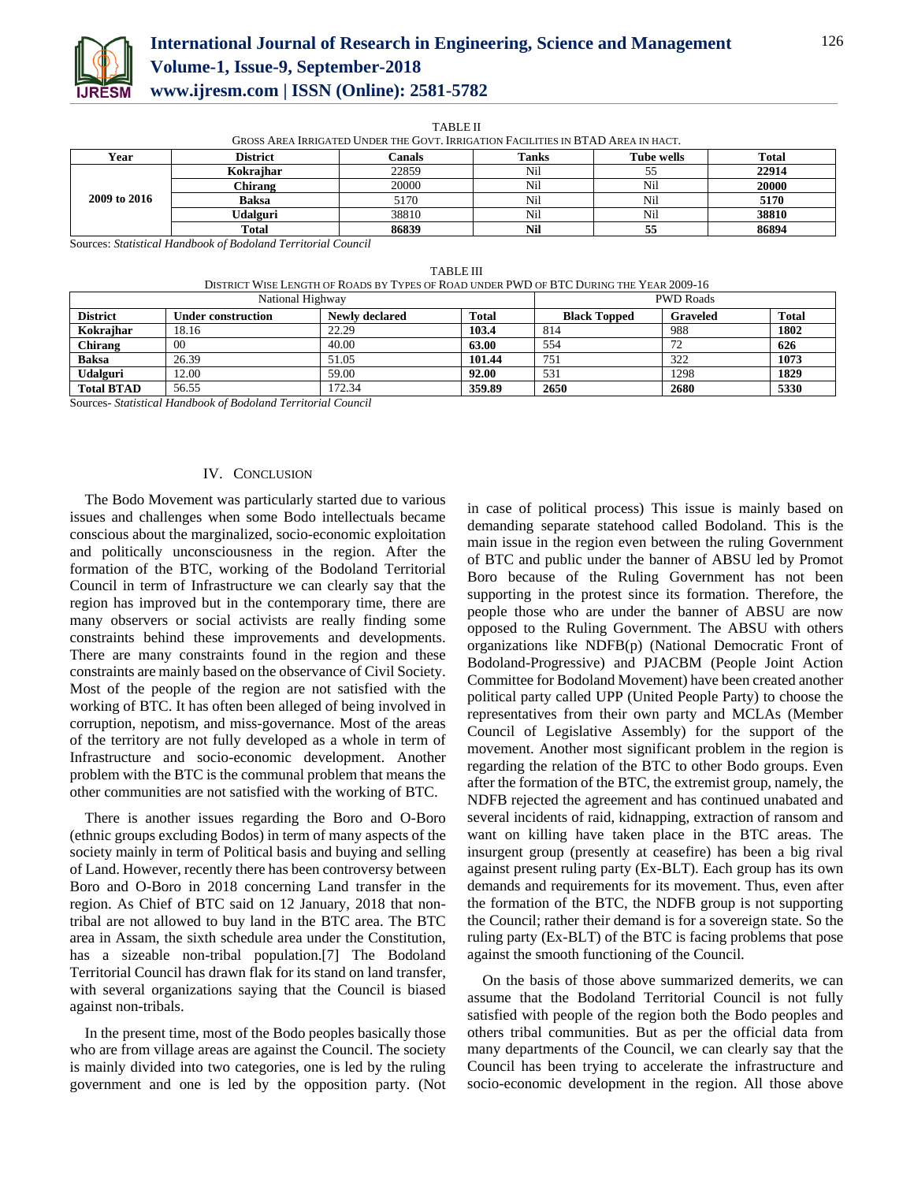TABLE II

GROSS AREA IRRIGATED UNDER THE GOVT. IRRIGATION FACILITIES IN BTAD AREA IN HACT.

| Year | District | Canals | Tanks | Tube wells | Total |
|---|---|---|---|---|---|
| 2009 to 2016 | **Kokrajhar** | 22859 | Nil | 55 | **22914** |
| | **Chirang** | 20000 | Nil | Nil | **20000** |
| | **Baksa** | 5170 | Nil | Nil | **5170** |
| | **Udalguri** | 38810 | Nil | Nil | **38810** |
| | **Total** | **86839** | **Nil** | **55** | **86894** |

Sources: *Statistical Handbook of Bodoland Territorial Council*

TABLE III

DISTRICT WISE LENGTH OF ROADS BY TYPES OF ROAD UNDER PWD OF BTC DURING THE YEAR 2009-16

| National Highway | | | | PWD Roads | | |
|---|---|---|---|---|---|---|
| **District** | **Under construction** | **Newly declared** | **Total** | **Black Topped** | **Graveled** | **Total** |
| **Kokrajhar** | 18.16 | 22.29 | **103.4** | 814 | 988 | **1802** |
| **Chirang** | 00 | 40.00 | **63.00** | 554 | 72 | **626** |
| **Baksa** | 26.39 | 51.05 | **101.44** | 751 | 322 | **1073** |
| **Udalguri** | 12.00 | 59.00 | **92.00** | 531 | 1298 | **1829** |
| **Total BTAD** | 56.55 | 172.34 | **359.89** | **2650** | **2680** | **5330** |

Sources- *Statistical Handbook of Bodoland Territorial Council*

## IV. CONCLUSION

The Bodo Movement was particularly started due to various issues and challenges when some Bodo intellectuals became conscious about the marginalized, socio-economic exploitation and politically unconsciousness in the region. After the formation of the BTC, working of the Bodoland Territorial Council in term of Infrastructure we can clearly say that the region has improved but in the contemporary time, there are many observers or social activists are really finding some constraints behind these improvements and developments. There are many constraints found in the region and these constraints are mainly based on the observance of Civil Society. Most of the people of the region are not satisfied with the working of BTC. It has often been alleged of being involved in corruption, nepotism, and miss-governance. Most of the areas of the territory are not fully developed as a whole in term of Infrastructure and socio-economic development. Another problem with the BTC is the communal problem that means the other communities are not satisfied with the working of BTC.

There is another issues regarding the Boro and O-Boro (ethnic groups excluding Bodos) in term of many aspects of the society mainly in term of Political basis and buying and selling of Land. However, recently there has been controversy between Boro and O-Boro in 2018 concerning Land transfer in the region. As Chief of BTC said on 12 January, 2018 that non-tribal are not allowed to buy land in the BTC area. The BTC area in Assam, the sixth schedule area under the Constitution, has a sizeable non-tribal population.[7] The Bodoland Territorial Council has drawn flak for its stand on land transfer, with several organizations saying that the Council is biased against non-tribals.

In the present time, most of the Bodo peoples basically those who are from village areas are against the Council. The society is mainly divided into two categories, one is led by the ruling government and one is led by the opposition party. (Not in case of political process) This issue is mainly based on demanding separate statehood called Bodoland. This is the main issue in the region even between the ruling Government of BTC and public under the banner of ABSU led by Promot Boro because of the Ruling Government has not been supporting in the protest since its formation. Therefore, the people those who are under the banner of ABSU are now opposed to the Ruling Government. The ABSU with others organizations like NDFB(p) (National Democratic Front of Bodoland-Progressive) and PJACBM (People Joint Action Committee for Bodoland Movement) have been created another political party called UPP (United People Party) to choose the representatives from their own party and MCLAs (Member Council of Legislative Assembly) for the support of the movement. Another most significant problem in the region is regarding the relation of the BTC to other Bodo groups. Even after the formation of the BTC, the extremist group, namely, the NDFB rejected the agreement and has continued unabated and several incidents of raid, kidnapping, extraction of ransom and want on killing have taken place in the BTC areas. The insurgent group (presently at ceasefire) has been a big rival against present ruling party (Ex-BLT). Each group has its own demands and requirements for its movement. Thus, even after the formation of the BTC, the NDFB group is not supporting the Council; rather their demand is for a sovereign state. So the ruling party (Ex-BLT) of the BTC is facing problems that pose against the smooth functioning of the Council.

On the basis of those above summarized demerits, we can assume that the Bodoland Territorial Council is not fully satisfied with people of the region both the Bodo peoples and others tribal communities. But as per the official data from many departments of the Council, we can clearly say that the Council has been trying to accelerate the infrastructure and socio-economic development in the region. All those above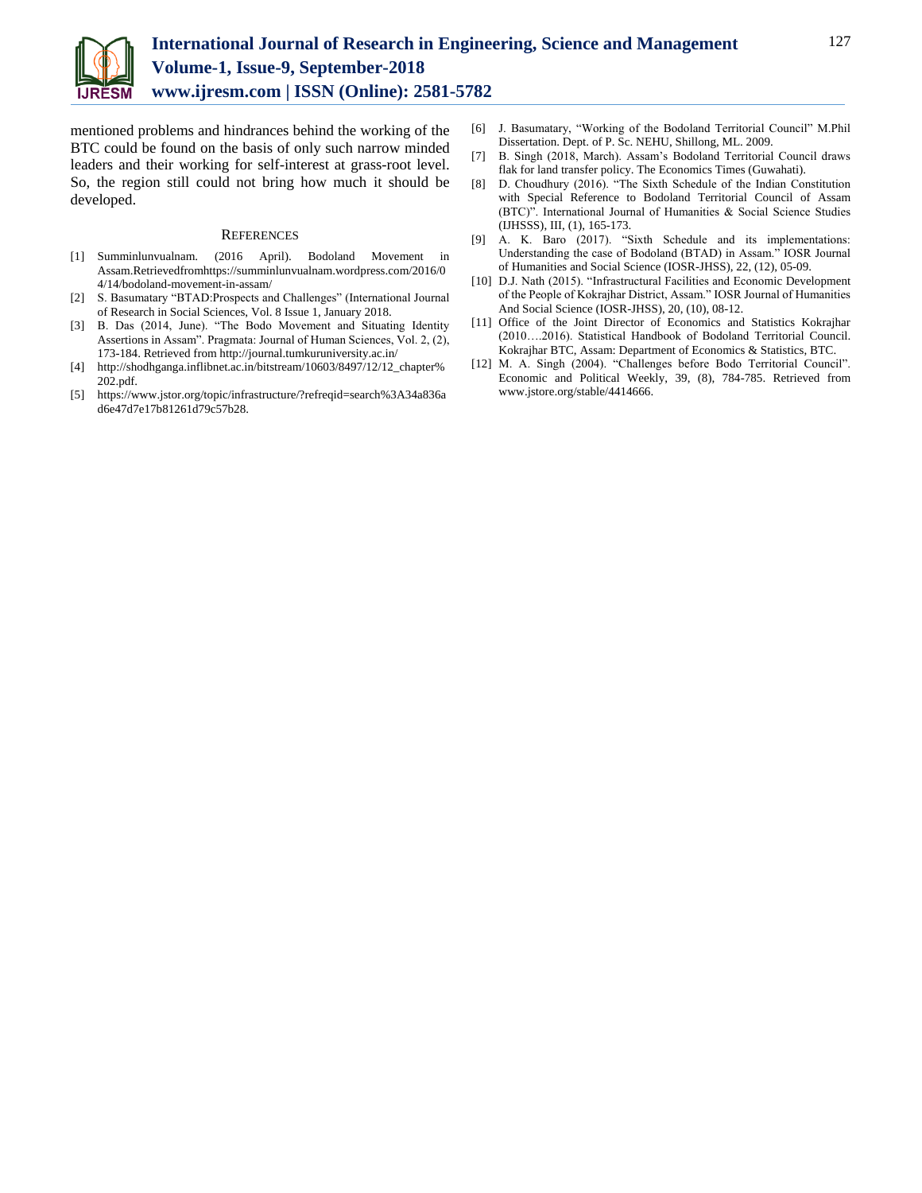mentioned problems and hindrances behind the working of the BTC could be found on the basis of only such narrow minded leaders and their working for self-interest at grass-root level. So, the region still could not bring how much it should be developed.

## REFERENCES

[1] Summinlunvualnam. (2016 April). Bodoland Movement in Assam.Retrievedfromhttps://summinlunvualnam.wordpress.com/2016/04/14/bodoland-movement-in-assam/

[2] S. Basumatary "BTAD:Prospects and Challenges" (International Journal of Research in Social Sciences, Vol. 8 Issue 1, January 2018.

[3] B. Das (2014, June). "The Bodo Movement and Situating Identity Assertions in Assam". Pragmata: Journal of Human Sciences, Vol. 2, (2), 173-184. Retrieved from http://journal.tumkuruniversity.ac.in/

[4] http://shodhganga.inflibnet.ac.in/bitstream/10603/8497/12/12_chapter%202.pdf.

[5] https://www.jstor.org/topic/infrastructure/?refreqid=search%3A34a836ad6e47d7e17b81261d79c57b28.

[6] J. Basumatary, "Working of the Bodoland Territorial Council" M.Phil Dissertation. Dept. of P. Sc. NEHU, Shillong, ML. 2009.

[7] B. Singh (2018, March). Assam's Bodoland Territorial Council draws flak for land transfer policy. The Economics Times (Guwahati).

[8] D. Choudhury (2016). "The Sixth Schedule of the Indian Constitution with Special Reference to Bodoland Territorial Council of Assam (BTC)". International Journal of Humanities & Social Science Studies (IJHSSS), III, (1), 165-173.

[9] A. K. Baro (2017). "Sixth Schedule and its implementations: Understanding the case of Bodoland (BTAD) in Assam." IOSR Journal of Humanities and Social Science (IOSR-JHSS), 22, (12), 05-09.

[10] D.J. Nath (2015). "Infrastructural Facilities and Economic Development of the People of Kokrajhar District, Assam." IOSR Journal of Humanities And Social Science (IOSR-JHSS), 20, (10), 08-12.

[11] Office of the Joint Director of Economics and Statistics Kokrajhar (2010….2016). Statistical Handbook of Bodoland Territorial Council. Kokrajhar BTC, Assam: Department of Economics & Statistics, BTC.

[12] M. A. Singh (2004). "Challenges before Bodo Territorial Council". Economic and Political Weekly, 39, (8), 784-785. Retrieved from www.jstore.org/stable/4414666.